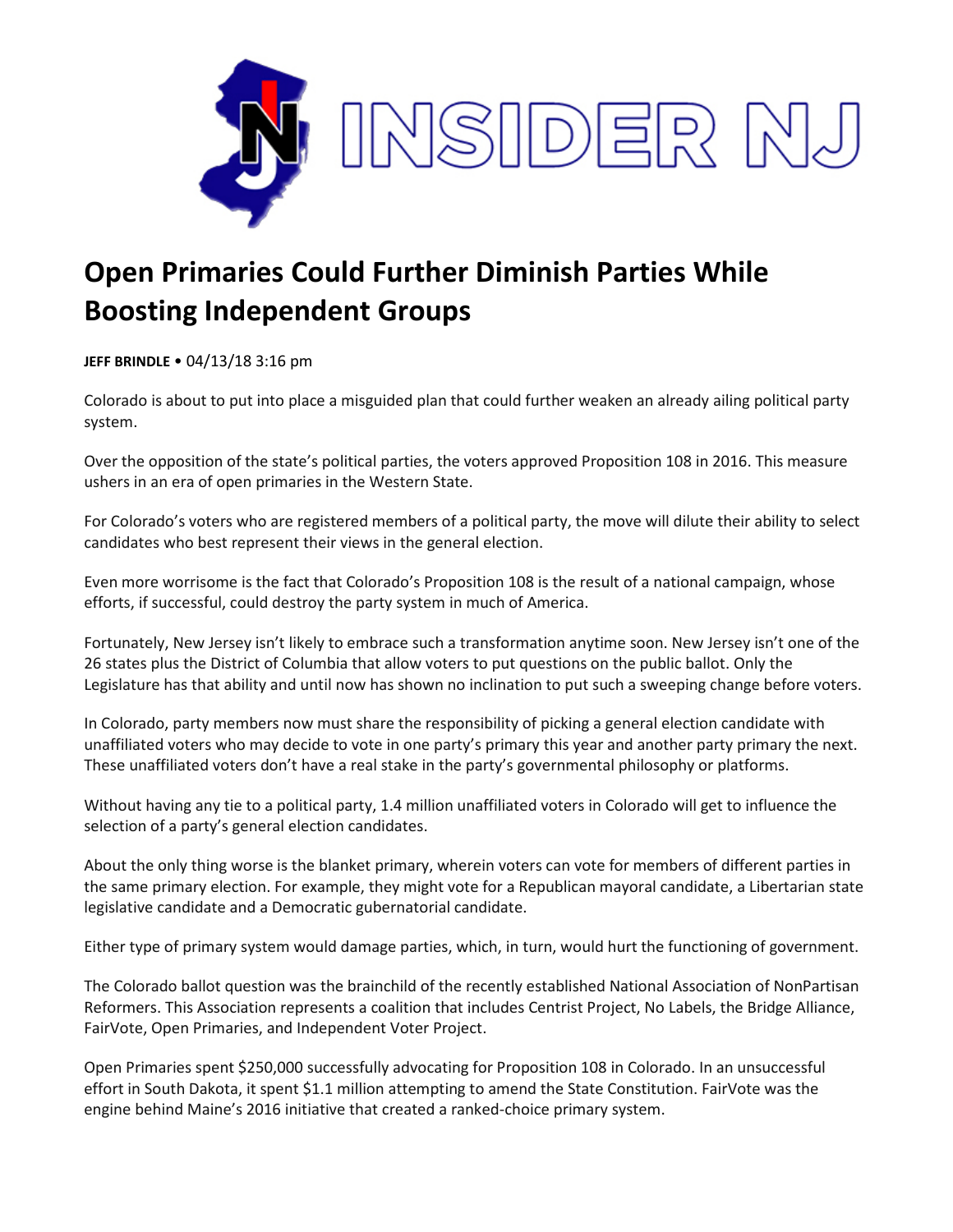INSIDER NJ

# Open Primaries Could Further Diminish Parties While Boosting Independent Groups

**JEFF BRINDLE** • 04/13/18 3:16 pm

Colorado is about to put into place a misguided plan that could further weaken an already ailing political party system.

Over the opposition of the state's political parties, the voters approved Proposition 108 in 2016. This measure ushers in an era of open primaries in the Western State.

For Colorado's voters who are registered members of a political party, the move will dilute their ability to select candidates who best represent their views in the general election.

Even more worrisome is the fact that Colorado's Proposition 108 is the result of a national campaign, whose efforts, if successful, could destroy the party system in much of America.

Fortunately, New Jersey isn't likely to embrace such a transformation anytime soon. New Jersey isn't one of the 26 states plus the District of Columbia that allow voters to put questions on the public ballot. Only the Legislature has that ability and until now has shown no inclination to put such a sweeping change before voters.

In Colorado, party members now must share the responsibility of picking a general election candidate with unaffiliated voters who may decide to vote in one party's primary this year and another party primary the next. These unaffiliated voters don't have a real stake in the party's governmental philosophy or platforms.

Without having any tie to a political party, 1.4 million unaffiliated voters in Colorado will get to influence the selection of a party's general election candidates.

About the only thing worse is the blanket primary, wherein voters can vote for members of different parties in the same primary election. For example, they might vote for a Republican mayoral candidate, a Libertarian state legislative candidate and a Democratic gubernatorial candidate.

Either type of primary system would damage parties, which, in turn, would hurt the functioning of government.

The Colorado ballot question was the brainchild of the recently established National Association of NonPartisan Reformers. This Association represents a coalition that includes Centrist Project, No Labels, the Bridge Alliance, FairVote, Open Primaries, and Independent Voter Project.

Open Primaries spent $250,000 successfully advocating for Proposition 108 in Colorado. In an unsuccessful effort in South Dakota, it spent $1.1 million attempting to amend the State Constitution. FairVote was the engine behind Maine's 2016 initiative that created a ranked-choice primary system.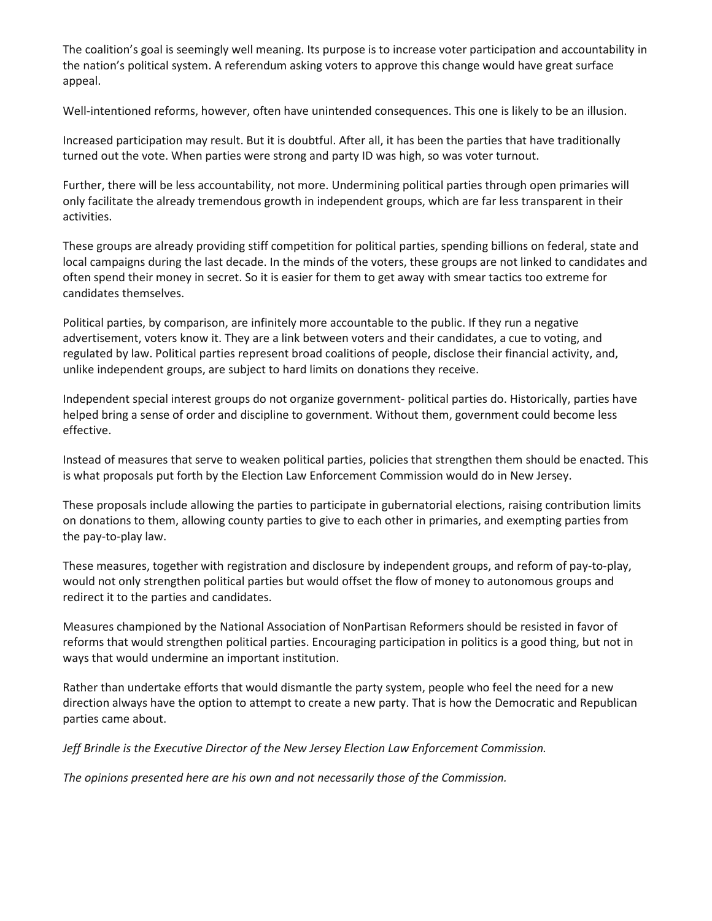The coalition's goal is seemingly well meaning. Its purpose is to increase voter participation and accountability in the nation's political system. A referendum asking voters to approve this change would have great surface appeal.

Well-intentioned reforms, however, often have unintended consequences. This one is likely to be an illusion.

Increased participation may result. But it is doubtful. After all, it has been the parties that have traditionally turned out the vote. When parties were strong and party ID was high, so was voter turnout.

Further, there will be less accountability, not more. Undermining political parties through open primaries will only facilitate the already tremendous growth in independent groups, which are far less transparent in their activities.

These groups are already providing stiff competition for political parties, spending billions on federal, state and local campaigns during the last decade. In the minds of the voters, these groups are not linked to candidates and often spend their money in secret. So it is easier for them to get away with smear tactics too extreme for candidates themselves.

Political parties, by comparison, are infinitely more accountable to the public. If they run a negative advertisement, voters know it. They are a link between voters and their candidates, a cue to voting, and regulated by law. Political parties represent broad coalitions of people, disclose their financial activity, and, unlike independent groups, are subject to hard limits on donations they receive.

Independent special interest groups do not organize government- political parties do. Historically, parties have helped bring a sense of order and discipline to government. Without them, government could become less effective.

Instead of measures that serve to weaken political parties, policies that strengthen them should be enacted. This is what proposals put forth by the Election Law Enforcement Commission would do in New Jersey.

These proposals include allowing the parties to participate in gubernatorial elections, raising contribution limits on donations to them, allowing county parties to give to each other in primaries, and exempting parties from the pay-to-play law.

These measures, together with registration and disclosure by independent groups, and reform of pay-to-play, would not only strengthen political parties but would offset the flow of money to autonomous groups and redirect it to the parties and candidates.

Measures championed by the National Association of NonPartisan Reformers should be resisted in favor of reforms that would strengthen political parties. Encouraging participation in politics is a good thing, but not in ways that would undermine an important institution.

Rather than undertake efforts that would dismantle the party system, people who feel the need for a new direction always have the option to attempt to create a new party. That is how the Democratic and Republican parties came about.

*Jeff Brindle is the Executive Director of the New Jersey Election Law Enforcement Commission.*

*The opinions presented here are his own and not necessarily those of the Commission.*